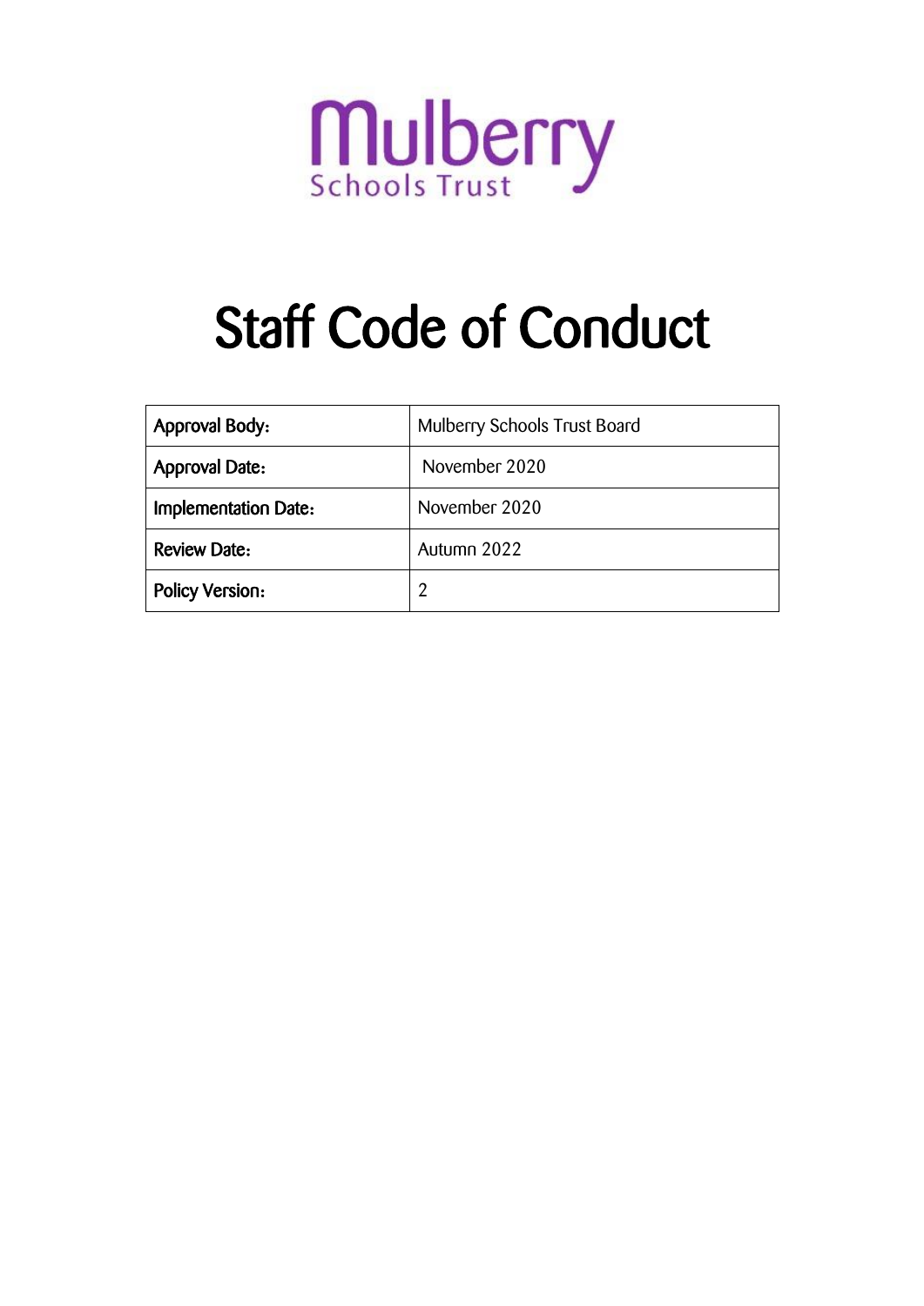Mulberry
Schools Trust

# Staff Code of Conduct

| Approval Body: | Mulberry Schools Trust Board |
|---|---|
| Approval Date: | November 2020 |
| Implementation Date: | November 2020 |
| Review Date: | Autumn 2022 |
| Policy Version: | 2 |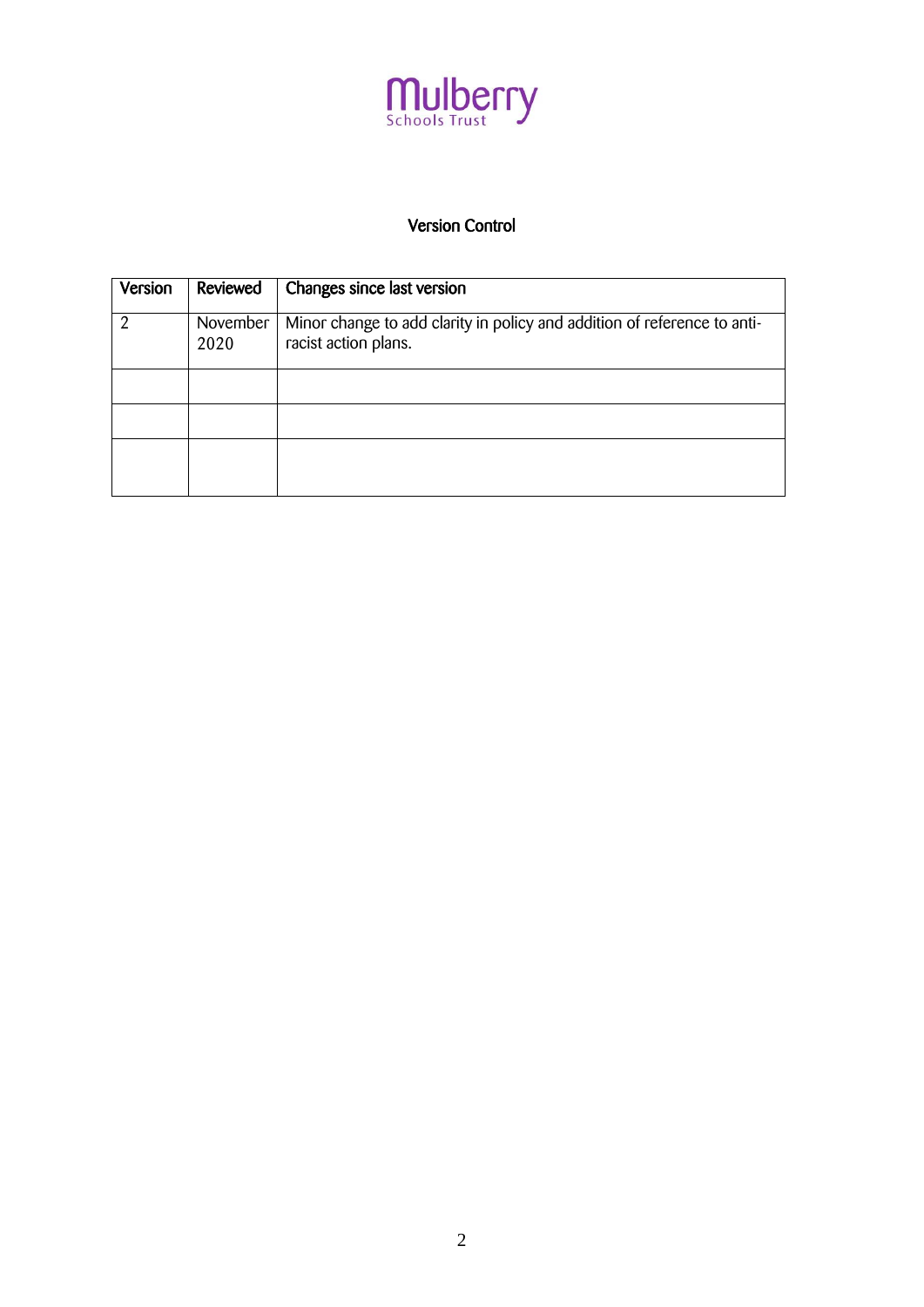Mulberry Schools Trust

## Version Control

| Version | Reviewed | Changes since last version |
|---|---|---|
| 2 | November 2020 | Minor change to add clarity in policy and addition of reference to anti-racist action plans. |
| | | |
| | | |
| | | |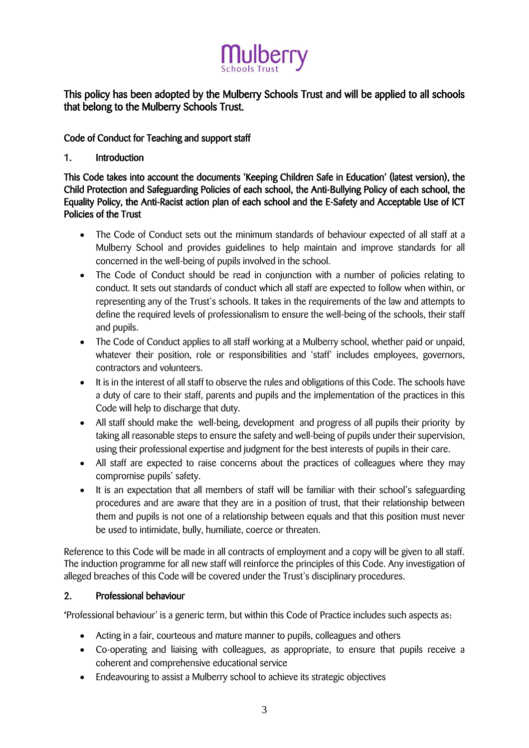**This policy has been adopted by the Mulberry Schools Trust and will be applied to all schools that belong to the Mulberry Schools Trust.**

Code of Conduct for Teaching and support staff

## 1. Introduction

**This Code takes into account the documents 'Keeping Children Safe in Education' (latest version), the Child Protection and Safeguarding Policies of each school, the Anti-Bullying Policy of each school, the Equality Policy, the Anti-Racist action plan of each school and the E-Safety and Acceptable Use of ICT Policies of the Trust**

- The Code of Conduct sets out the minimum standards of behaviour expected of all staff at a Mulberry School and provides guidelines to help maintain and improve standards for all concerned in the well-being of pupils involved in the school.
- The Code of Conduct should be read in conjunction with a number of policies relating to conduct. It sets out standards of conduct which all staff are expected to follow when within, or representing any of the Trust's schools. It takes in the requirements of the law and attempts to define the required levels of professionalism to ensure the well-being of the schools, their staff and pupils.
- The Code of Conduct applies to all staff working at a Mulberry school, whether paid or unpaid, whatever their position, role or responsibilities and 'staff' includes employees, governors, contractors and volunteers.
- It is in the interest of all staff to observe the rules and obligations of this Code. The schools have a duty of care to their staff, parents and pupils and the implementation of the practices in this Code will help to discharge that duty.
- All staff should make the well-being, development and progress of all pupils their priority by taking all reasonable steps to ensure the safety and well-being of pupils under their supervision, using their professional expertise and judgment for the best interests of pupils in their care.
- All staff are expected to raise concerns about the practices of colleagues where they may compromise pupils' safety.
- It is an expectation that all members of staff will be familiar with their school's safeguarding procedures and are aware that they are in a position of trust, that their relationship between them and pupils is not one of a relationship between equals and that this position must never be used to intimidate, bully, humiliate, coerce or threaten.

Reference to this Code will be made in all contracts of employment and a copy will be given to all staff. The induction programme for all new staff will reinforce the principles of this Code. Any investigation of alleged breaches of this Code will be covered under the Trust's disciplinary procedures.

## 2. Professional behaviour

'Professional behaviour' is a generic term, but within this Code of Practice includes such aspects as:

- Acting in a fair, courteous and mature manner to pupils, colleagues and others
- Co-operating and liaising with colleagues, as appropriate, to ensure that pupils receive a coherent and comprehensive educational service
- Endeavouring to assist a Mulberry school to achieve its strategic objectives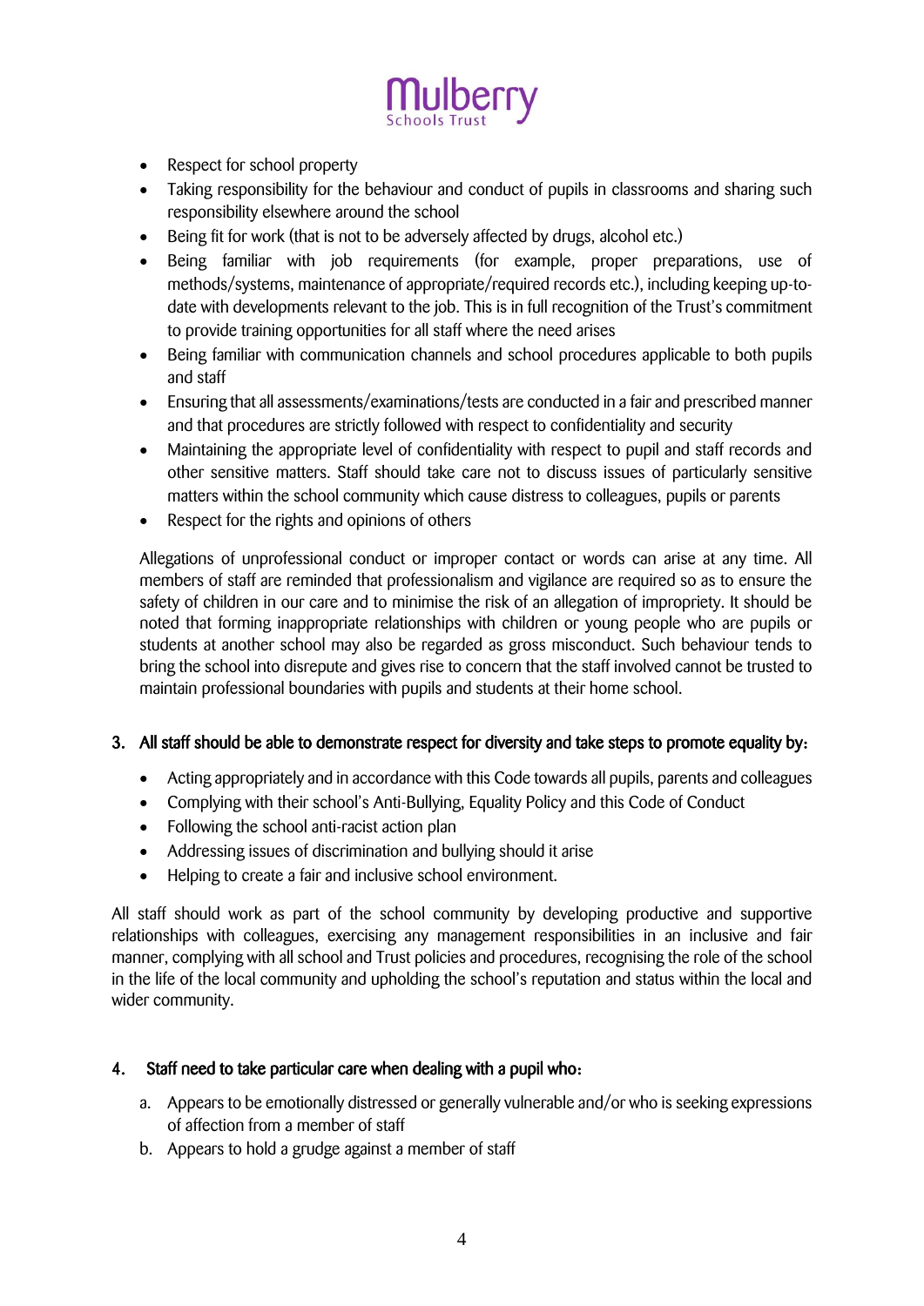- Respect for school property
- Taking responsibility for the behaviour and conduct of pupils in classrooms and sharing such responsibility elsewhere around the school
- Being fit for work (that is not to be adversely affected by drugs, alcohol etc.)
- Being familiar with job requirements (for example, proper preparations, use of methods/systems, maintenance of appropriate/required records etc.), including keeping up-to-date with developments relevant to the job. This is in full recognition of the Trust's commitment to provide training opportunities for all staff where the need arises
- Being familiar with communication channels and school procedures applicable to both pupils and staff
- Ensuring that all assessments/examinations/tests are conducted in a fair and prescribed manner and that procedures are strictly followed with respect to confidentiality and security
- Maintaining the appropriate level of confidentiality with respect to pupil and staff records and other sensitive matters. Staff should take care not to discuss issues of particularly sensitive matters within the school community which cause distress to colleagues, pupils or parents
- Respect for the rights and opinions of others

Allegations of unprofessional conduct or improper contact or words can arise at any time. All members of staff are reminded that professionalism and vigilance are required so as to ensure the safety of children in our care and to minimise the risk of an allegation of impropriety. It should be noted that forming inappropriate relationships with children or young people who are pupils or students at another school may also be regarded as gross misconduct. Such behaviour tends to bring the school into disrepute and gives rise to concern that the staff involved cannot be trusted to maintain professional boundaries with pupils and students at their home school.

### 3. All staff should be able to demonstrate respect for diversity and take steps to promote equality by:

- Acting appropriately and in accordance with this Code towards all pupils, parents and colleagues
- Complying with their school's Anti-Bullying, Equality Policy and this Code of Conduct
- Following the school anti-racist action plan
- Addressing issues of discrimination and bullying should it arise
- Helping to create a fair and inclusive school environment.

All staff should work as part of the school community by developing productive and supportive relationships with colleagues, exercising any management responsibilities in an inclusive and fair manner, complying with all school and Trust policies and procedures, recognising the role of the school in the life of the local community and upholding the school's reputation and status within the local and wider community.

### 4. Staff need to take particular care when dealing with a pupil who:

a. Appears to be emotionally distressed or generally vulnerable and/or who is seeking expressions of affection from a member of staff
b. Appears to hold a grudge against a member of staff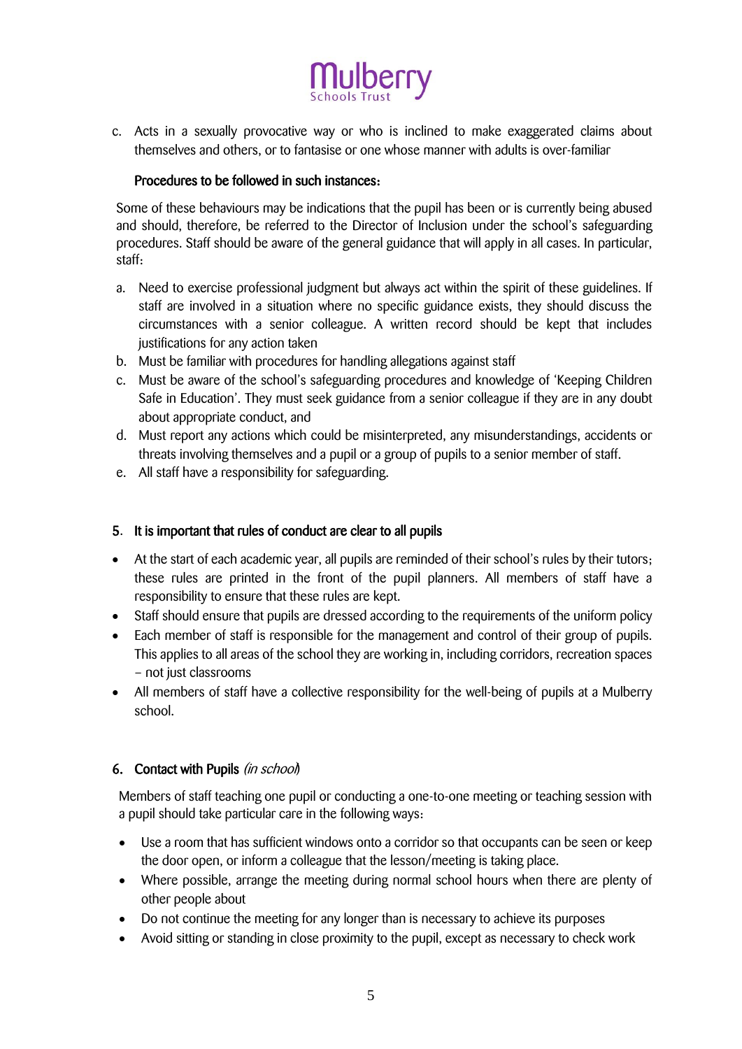c. Acts in a sexually provocative way or who is inclined to make exaggerated claims about themselves and others, or to fantasise or one whose manner with adults is over-familiar

**Procedures to be followed in such instances:**

Some of these behaviours may be indications that the pupil has been or is currently being abused and should, therefore, be referred to the Director of Inclusion under the school's safeguarding procedures. Staff should be aware of the general guidance that will apply in all cases. In particular, staff:

a. Need to exercise professional judgment but always act within the spirit of these guidelines. If staff are involved in a situation where no specific guidance exists, they should discuss the circumstances with a senior colleague. A written record should be kept that includes justifications for any action taken
b. Must be familiar with procedures for handling allegations against staff
c. Must be aware of the school's safeguarding procedures and knowledge of 'Keeping Children Safe in Education'. They must seek guidance from a senior colleague if they are in any doubt about appropriate conduct, and
d. Must report any actions which could be misinterpreted, any misunderstandings, accidents or threats involving themselves and a pupil or a group of pupils to a senior member of staff.
e. All staff have a responsibility for safeguarding.

## 5. It is important that rules of conduct are clear to all pupils

- At the start of each academic year, all pupils are reminded of their school's rules by their tutors; these rules are printed in the front of the pupil planners. All members of staff have a responsibility to ensure that these rules are kept.
- Staff should ensure that pupils are dressed according to the requirements of the uniform policy
- Each member of staff is responsible for the management and control of their group of pupils. This applies to all areas of the school they are working in, including corridors, recreation spaces – not just classrooms
- All members of staff have a collective responsibility for the well-being of pupils at a Mulberry school.

## 6. Contact with Pupils *(in school)*

Members of staff teaching one pupil or conducting a one-to-one meeting or teaching session with a pupil should take particular care in the following ways:

- Use a room that has sufficient windows onto a corridor so that occupants can be seen or keep the door open, or inform a colleague that the lesson/meeting is taking place.
- Where possible, arrange the meeting during normal school hours when there are plenty of other people about
- Do not continue the meeting for any longer than is necessary to achieve its purposes
- Avoid sitting or standing in close proximity to the pupil, except as necessary to check work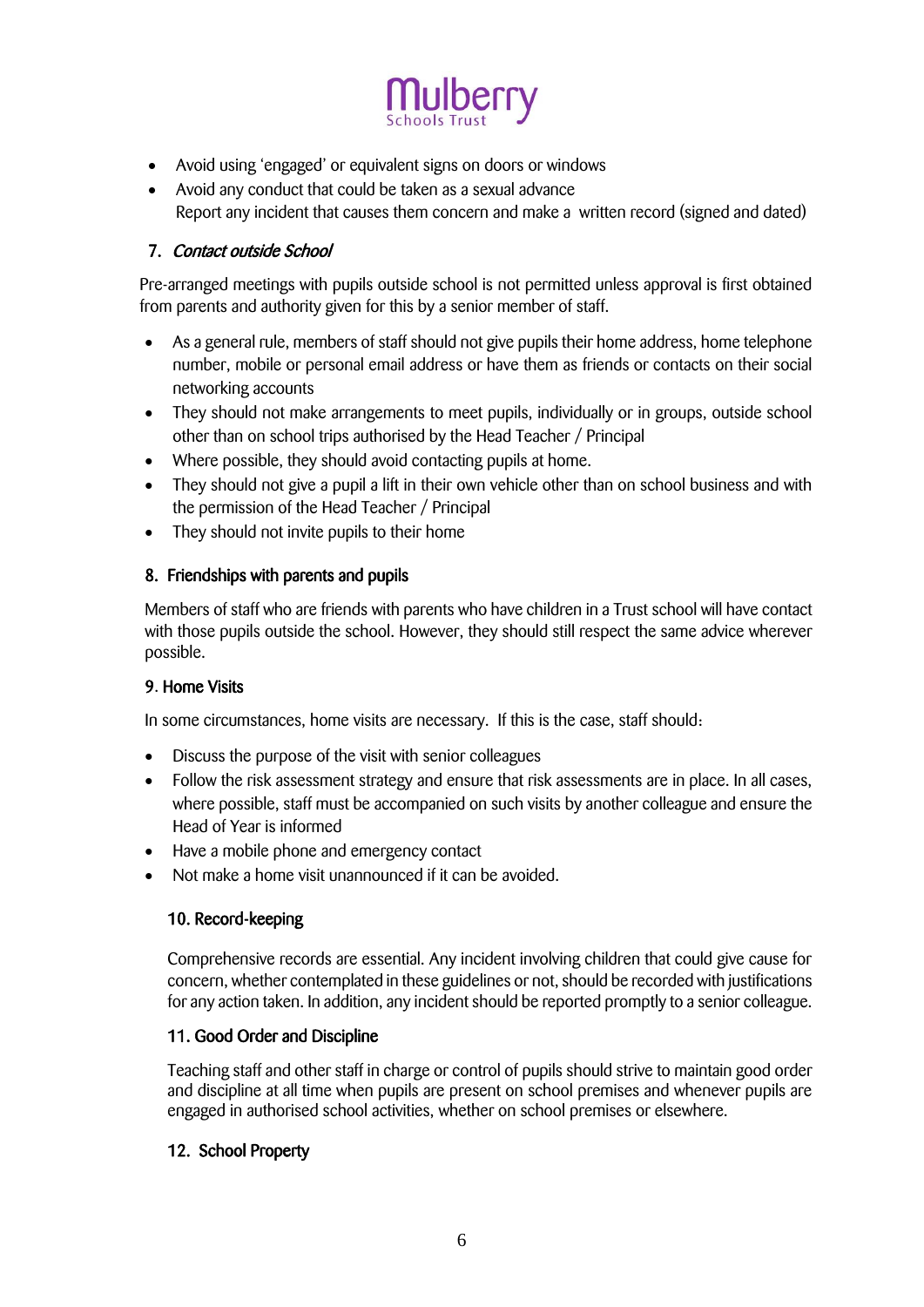- Avoid using 'engaged' or equivalent signs on doors or windows
- Avoid any conduct that could be taken as a sexual advance
  Report any incident that causes them concern and make a written record (signed and dated)

### 7. *Contact outside School*

Pre-arranged meetings with pupils outside school is not permitted unless approval is first obtained from parents and authority given for this by a senior member of staff.

- As a general rule, members of staff should not give pupils their home address, home telephone number, mobile or personal email address or have them as friends or contacts on their social networking accounts
- They should not make arrangements to meet pupils, individually or in groups, outside school other than on school trips authorised by the Head Teacher / Principal
- Where possible, they should avoid contacting pupils at home.
- They should not give a pupil a lift in their own vehicle other than on school business and with the permission of the Head Teacher / Principal
- They should not invite pupils to their home

### 8. Friendships with parents and pupils

Members of staff who are friends with parents who have children in a Trust school will have contact with those pupils outside the school. However, they should still respect the same advice wherever possible.

### 9. Home Visits

In some circumstances, home visits are necessary. If this is the case, staff should:

- Discuss the purpose of the visit with senior colleagues
- Follow the risk assessment strategy and ensure that risk assessments are in place. In all cases, where possible, staff must be accompanied on such visits by another colleague and ensure the Head of Year is informed
- Have a mobile phone and emergency contact
- Not make a home visit unannounced if it can be avoided.

### 10. Record-keeping

Comprehensive records are essential. Any incident involving children that could give cause for concern, whether contemplated in these guidelines or not, should be recorded with justifications for any action taken. In addition, any incident should be reported promptly to a senior colleague.

### 11. Good Order and Discipline

Teaching staff and other staff in charge or control of pupils should strive to maintain good order and discipline at all time when pupils are present on school premises and whenever pupils are engaged in authorised school activities, whether on school premises or elsewhere.

### 12. School Property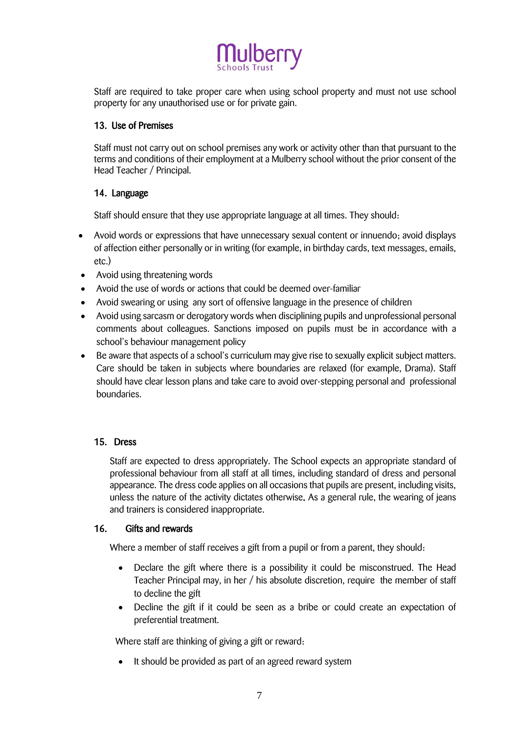Staff are required to take proper care when using school property and must not use school property for any unauthorised use or for private gain.

## 13. Use of Premises

Staff must not carry out on school premises any work or activity other than that pursuant to the terms and conditions of their employment at a Mulberry school without the prior consent of the Head Teacher / Principal.

## 14. Language

Staff should ensure that they use appropriate language at all times. They should:

- Avoid words or expressions that have unnecessary sexual content or innuendo; avoid displays of affection either personally or in writing (for example, in birthday cards, text messages, emails, etc.)
- Avoid using threatening words
- Avoid the use of words or actions that could be deemed over-familiar
- Avoid swearing or using any sort of offensive language in the presence of children
- Avoid using sarcasm or derogatory words when disciplining pupils and unprofessional personal comments about colleagues. Sanctions imposed on pupils must be in accordance with a school's behaviour management policy
- Be aware that aspects of a school's curriculum may give rise to sexually explicit subject matters. Care should be taken in subjects where boundaries are relaxed (for example, Drama). Staff should have clear lesson plans and take care to avoid over-stepping personal and professional boundaries.

## 15. Dress

Staff are expected to dress appropriately. The School expects an appropriate standard of professional behaviour from all staff at all times, including standard of dress and personal appearance. The dress code applies on all occasions that pupils are present, including visits, unless the nature of the activity dictates otherwise. As a general rule, the wearing of jeans and trainers is considered inappropriate.

## 16. Gifts and rewards

Where a member of staff receives a gift from a pupil or from a parent, they should:

- Declare the gift where there is a possibility it could be misconstrued. The Head Teacher Principal may, in her / his absolute discretion, require the member of staff to decline the gift
- Decline the gift if it could be seen as a bribe or could create an expectation of preferential treatment.

Where staff are thinking of giving a gift or reward:

- It should be provided as part of an agreed reward system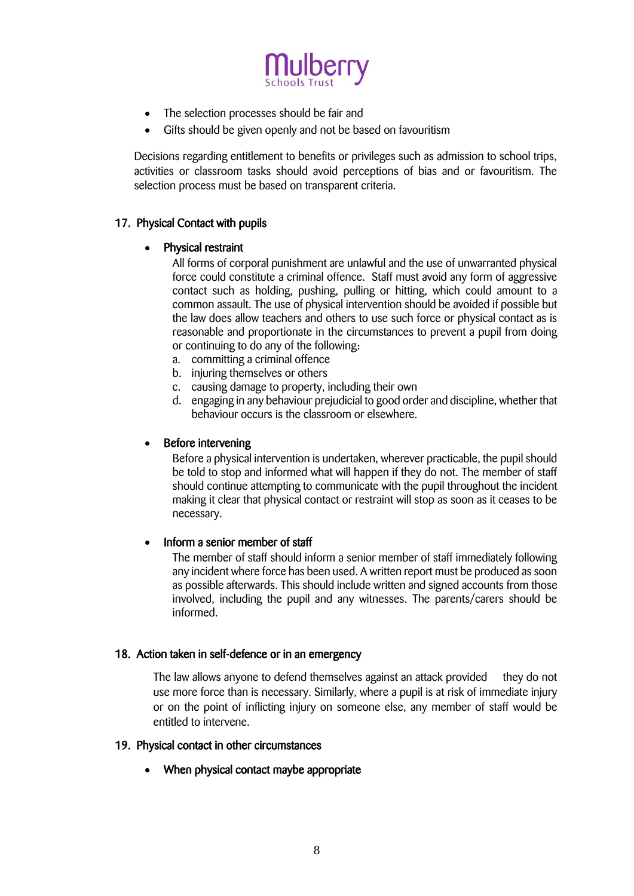- The selection processes should be fair and
- Gifts should be given openly and not be based on favouritism

Decisions regarding entitlement to benefits or privileges such as admission to school trips, activities or classroom tasks should avoid perceptions of bias and or favouritism. The selection process must be based on transparent criteria.

## 17. Physical Contact with pupils

- **Physical restraint**

  All forms of corporal punishment are unlawful and the use of unwarranted physical force could constitute a criminal offence. Staff must avoid any form of aggressive contact such as holding, pushing, pulling or hitting, which could amount to a common assault. The use of physical intervention should be avoided if possible but the law does allow teachers and others to use such force or physical contact as is reasonable and proportionate in the circumstances to prevent a pupil from doing or continuing to do any of the following:

  a. committing a criminal offence
  b. injuring themselves or others
  c. causing damage to property, including their own
  d. engaging in any behaviour prejudicial to good order and discipline, whether that behaviour occurs is the classroom or elsewhere.

- **Before intervening**

  Before a physical intervention is undertaken, wherever practicable, the pupil should be told to stop and informed what will happen if they do not. The member of staff should continue attempting to communicate with the pupil throughout the incident making it clear that physical contact or restraint will stop as soon as it ceases to be necessary.

- **Inform a senior member of staff**

  The member of staff should inform a senior member of staff immediately following any incident where force has been used. A written report must be produced as soon as possible afterwards. This should include written and signed accounts from those involved, including the pupil and any witnesses. The parents/carers should be informed.

## 18. Action taken in self-defence or in an emergency

The law allows anyone to defend themselves against an attack provided they do not use more force than is necessary. Similarly, where a pupil is at risk of immediate injury or on the point of inflicting injury on someone else, any member of staff would be entitled to intervene.

## 19. Physical contact in other circumstances

- **When physical contact maybe appropriate**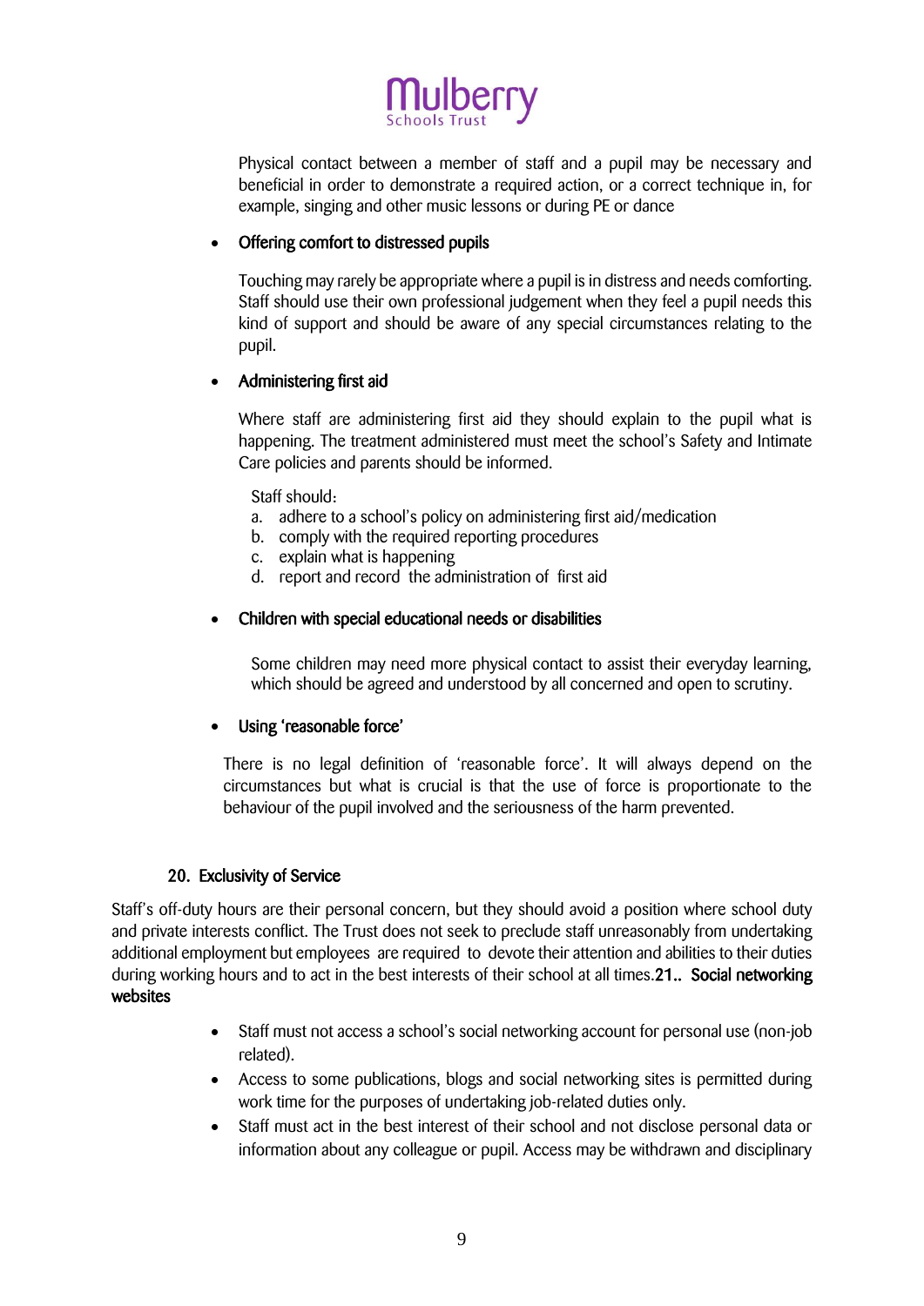Physical contact between a member of staff and a pupil may be necessary and beneficial in order to demonstrate a required action, or a correct technique in, for example, singing and other music lessons or during PE or dance

- **Offering comfort to distressed pupils**

  Touching may rarely be appropriate where a pupil is in distress and needs comforting. Staff should use their own professional judgement when they feel a pupil needs this kind of support and should be aware of any special circumstances relating to the pupil.

- **Administering first aid**

  Where staff are administering first aid they should explain to the pupil what is happening. The treatment administered must meet the school's Safety and Intimate Care policies and parents should be informed.

  Staff should:

  a. adhere to a school's policy on administering first aid/medication
  b. comply with the required reporting procedures
  c. explain what is happening
  d. report and record the administration of first aid

- **Children with special educational needs or disabilities**

  Some children may need more physical contact to assist their everyday learning, which should be agreed and understood by all concerned and open to scrutiny.

- **Using 'reasonable force'**

  There is no legal definition of 'reasonable force'. It will always depend on the circumstances but what is crucial is that the use of force is proportionate to the behaviour of the pupil involved and the seriousness of the harm prevented.

## 20. Exclusivity of Service

Staff's off-duty hours are their personal concern, but they should avoid a position where school duty and private interests conflict. The Trust does not seek to preclude staff unreasonably from undertaking additional employment but employees are required to devote their attention and abilities to their duties during working hours and to act in the best interests of their school at all times.

## 21. Social networking websites

- Staff must not access a school's social networking account for personal use (non-job related).
- Access to some publications, blogs and social networking sites is permitted during work time for the purposes of undertaking job-related duties only.
- Staff must act in the best interest of their school and not disclose personal data or information about any colleague or pupil. Access may be withdrawn and disciplinary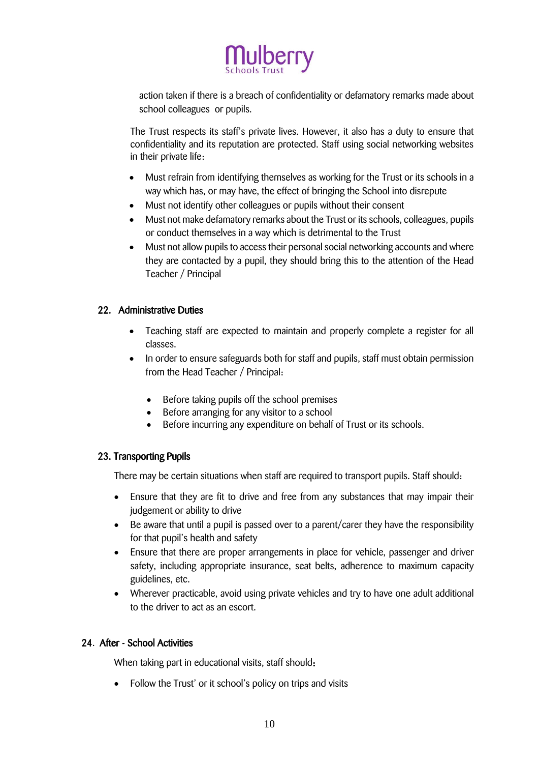action taken if there is a breach of confidentiality or defamatory remarks made about school colleagues or pupils.

The Trust respects its staff's private lives. However, it also has a duty to ensure that confidentiality and its reputation are protected. Staff using social networking websites in their private life:

- Must refrain from identifying themselves as working for the Trust or its schools in a way which has, or may have, the effect of bringing the School into disrepute
- Must not identify other colleagues or pupils without their consent
- Must not make defamatory remarks about the Trust or its schools, colleagues, pupils or conduct themselves in a way which is detrimental to the Trust
- Must not allow pupils to access their personal social networking accounts and where they are contacted by a pupil, they should bring this to the attention of the Head Teacher / Principal

## 22. Administrative Duties

- Teaching staff are expected to maintain and properly complete a register for all classes.
- In order to ensure safeguards both for staff and pupils, staff must obtain permission from the Head Teacher / Principal:
  - Before taking pupils off the school premises
  - Before arranging for any visitor to a school
  - Before incurring any expenditure on behalf of Trust or its schools.

## 23. Transporting Pupils

There may be certain situations when staff are required to transport pupils. Staff should:

- Ensure that they are fit to drive and free from any substances that may impair their judgement or ability to drive
- Be aware that until a pupil is passed over to a parent/carer they have the responsibility for that pupil's health and safety
- Ensure that there are proper arrangements in place for vehicle, passenger and driver safety, including appropriate insurance, seat belts, adherence to maximum capacity guidelines, etc.
- Wherever practicable, avoid using private vehicles and try to have one adult additional to the driver to act as an escort.

## 24. After - School Activities

When taking part in educational visits, staff should:

- Follow the Trust' or it school's policy on trips and visits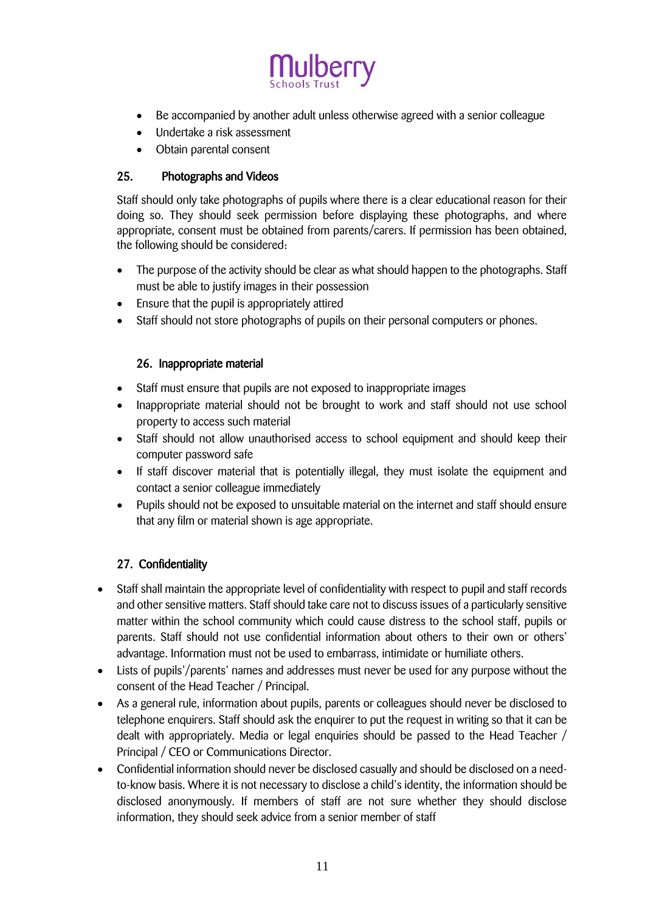- Be accompanied by another adult unless otherwise agreed with a senior colleague
- Undertake a risk assessment
- Obtain parental consent

## 25. Photographs and Videos

Staff should only take photographs of pupils where there is a clear educational reason for their doing so. They should seek permission before displaying these photographs, and where appropriate, consent must be obtained from parents/carers. If permission has been obtained, the following should be considered:

- The purpose of the activity should be clear as what should happen to the photographs. Staff must be able to justify images in their possession
- Ensure that the pupil is appropriately attired
- Staff should not store photographs of pupils on their personal computers or phones.

## 26. Inappropriate material

- Staff must ensure that pupils are not exposed to inappropriate images
- Inappropriate material should not be brought to work and staff should not use school property to access such material
- Staff should not allow unauthorised access to school equipment and should keep their computer password safe
- If staff discover material that is potentially illegal, they must isolate the equipment and contact a senior colleague immediately
- Pupils should not be exposed to unsuitable material on the internet and staff should ensure that any film or material shown is age appropriate.

## 27. Confidentiality

- Staff shall maintain the appropriate level of confidentiality with respect to pupil and staff records and other sensitive matters. Staff should take care not to discuss issues of a particularly sensitive matter within the school community which could cause distress to the school staff, pupils or parents. Staff should not use confidential information about others to their own or others' advantage. Information must not be used to embarrass, intimidate or humiliate others.
- Lists of pupils'/parents' names and addresses must never be used for any purpose without the consent of the Head Teacher / Principal.
- As a general rule, information about pupils, parents or colleagues should never be disclosed to telephone enquirers. Staff should ask the enquirer to put the request in writing so that it can be dealt with appropriately. Media or legal enquiries should be passed to the Head Teacher / Principal / CEO or Communications Director.
- Confidential information should never be disclosed casually and should be disclosed on a need-to-know basis. Where it is not necessary to disclose a child's identity, the information should be disclosed anonymously. If members of staff are not sure whether they should disclose information, they should seek advice from a senior member of staff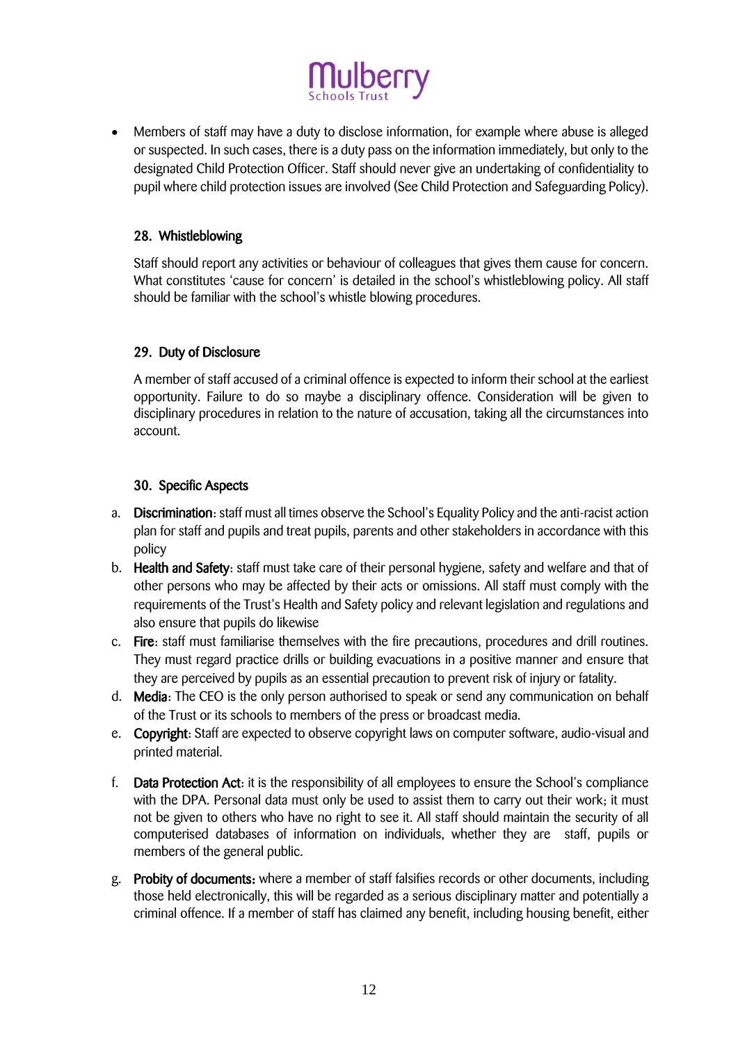- Members of staff may have a duty to disclose information, for example where abuse is alleged or suspected. In such cases, there is a duty pass on the information immediately, but only to the designated Child Protection Officer. Staff should never give an undertaking of confidentiality to pupil where child protection issues are involved (See Child Protection and Safeguarding Policy).

## 28. Whistleblowing

Staff should report any activities or behaviour of colleagues that gives them cause for concern. What constitutes 'cause for concern' is detailed in the school's whistleblowing policy. All staff should be familiar with the school's whistle blowing procedures.

## 29. Duty of Disclosure

A member of staff accused of a criminal offence is expected to inform their school at the earliest opportunity. Failure to do so maybe a disciplinary offence. Consideration will be given to disciplinary procedures in relation to the nature of accusation, taking all the circumstances into account.

## 30. Specific Aspects

a. **Discrimination**: staff must all times observe the School's Equality Policy and the anti-racist action plan for staff and pupils and treat pupils, parents and other stakeholders in accordance with this policy
b. **Health and Safety**: staff must take care of their personal hygiene, safety and welfare and that of other persons who may be affected by their acts or omissions. All staff must comply with the requirements of the Trust's Health and Safety policy and relevant legislation and regulations and also ensure that pupils do likewise
c. **Fire**: staff must familiarise themselves with the fire precautions, procedures and drill routines. They must regard practice drills or building evacuations in a positive manner and ensure that they are perceived by pupils as an essential precaution to prevent risk of injury or fatality.
d. **Media**: The CEO is the only person authorised to speak or send any communication on behalf of the Trust or its schools to members of the press or broadcast media.
e. **Copyright**: Staff are expected to observe copyright laws on computer software, audio-visual and printed material.
f. **Data Protection Act**: it is the responsibility of all employees to ensure the School's compliance with the DPA. Personal data must only be used to assist them to carry out their work; it must not be given to others who have no right to see it. All staff should maintain the security of all computerised databases of information on individuals, whether they are staff, pupils or members of the general public.
g. **Probity of documents:** where a member of staff falsifies records or other documents, including those held electronically, this will be regarded as a serious disciplinary matter and potentially a criminal offence. If a member of staff has claimed any benefit, including housing benefit, either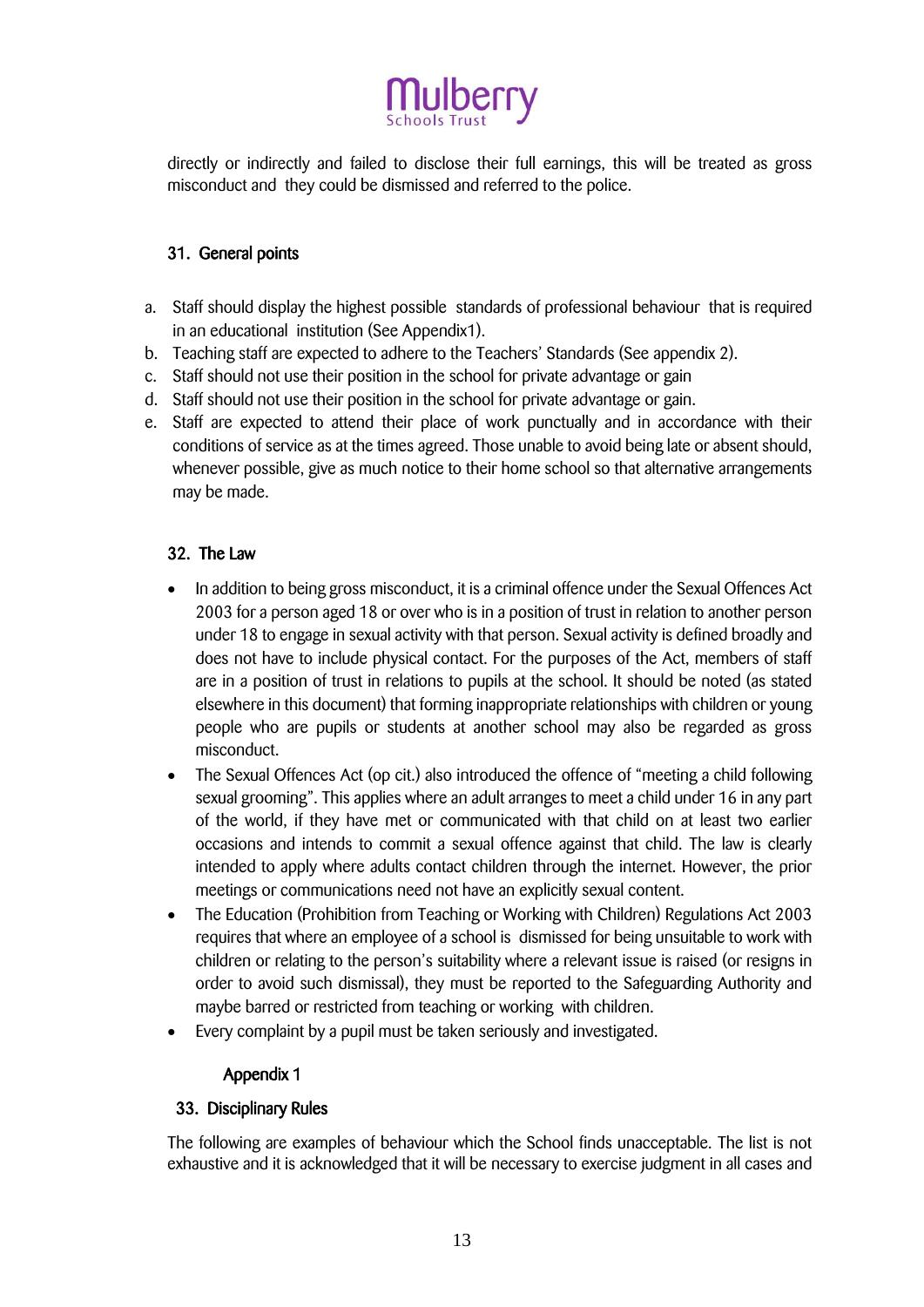directly or indirectly and failed to disclose their full earnings, this will be treated as gross misconduct and they could be dismissed and referred to the police.

## 31. General points

a. Staff should display the highest possible standards of professional behaviour that is required in an educational institution (See Appendix1).
b. Teaching staff are expected to adhere to the Teachers' Standards (See appendix 2).
c. Staff should not use their position in the school for private advantage or gain
d. Staff should not use their position in the school for private advantage or gain.
e. Staff are expected to attend their place of work punctually and in accordance with their conditions of service as at the times agreed. Those unable to avoid being late or absent should, whenever possible, give as much notice to their home school so that alternative arrangements may be made.

## 32. The Law

- In addition to being gross misconduct, it is a criminal offence under the Sexual Offences Act 2003 for a person aged 18 or over who is in a position of trust in relation to another person under 18 to engage in sexual activity with that person. Sexual activity is defined broadly and does not have to include physical contact. For the purposes of the Act, members of staff are in a position of trust in relations to pupils at the school. It should be noted (as stated elsewhere in this document) that forming inappropriate relationships with children or young people who are pupils or students at another school may also be regarded as gross misconduct.
- The Sexual Offences Act (op cit.) also introduced the offence of "meeting a child following sexual grooming". This applies where an adult arranges to meet a child under 16 in any part of the world, if they have met or communicated with that child on at least two earlier occasions and intends to commit a sexual offence against that child. The law is clearly intended to apply where adults contact children through the internet. However, the prior meetings or communications need not have an explicitly sexual content.
- The Education (Prohibition from Teaching or Working with Children) Regulations Act 2003 requires that where an employee of a school is dismissed for being unsuitable to work with children or relating to the person's suitability where a relevant issue is raised (or resigns in order to avoid such dismissal), they must be reported to the Safeguarding Authority and maybe barred or restricted from teaching or working with children.
- Every complaint by a pupil must be taken seriously and investigated.

### Appendix 1

## 33. Disciplinary Rules

The following are examples of behaviour which the School finds unacceptable. The list is not exhaustive and it is acknowledged that it will be necessary to exercise judgment in all cases and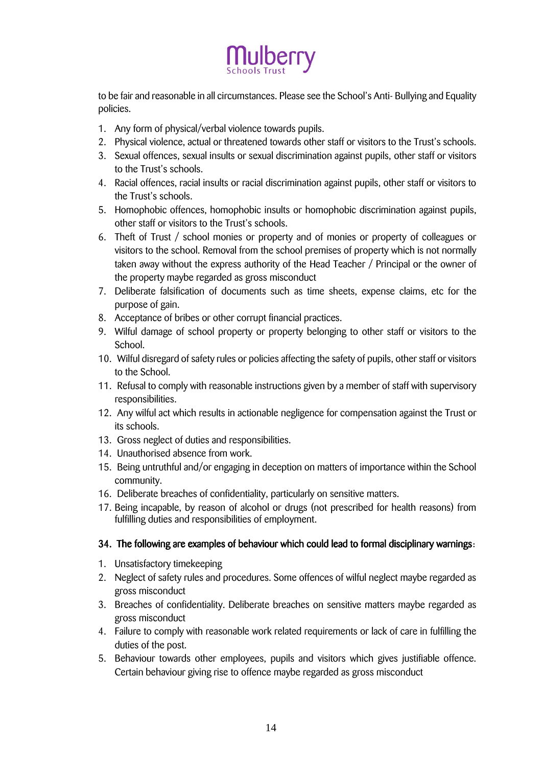to be fair and reasonable in all circumstances. Please see the School's Anti- Bullying and Equality policies.

1. Any form of physical/verbal violence towards pupils.
2. Physical violence, actual or threatened towards other staff or visitors to the Trust's schools.
3. Sexual offences, sexual insults or sexual discrimination against pupils, other staff or visitors to the Trust's schools.
4. Racial offences, racial insults or racial discrimination against pupils, other staff or visitors to the Trust's schools.
5. Homophobic offences, homophobic insults or homophobic discrimination against pupils, other staff or visitors to the Trust's schools.
6. Theft of Trust / school monies or property and of monies or property of colleagues or visitors to the school. Removal from the school premises of property which is not normally taken away without the express authority of the Head Teacher / Principal or the owner of the property maybe regarded as gross misconduct
7. Deliberate falsification of documents such as time sheets, expense claims, etc for the purpose of gain.
8. Acceptance of bribes or other corrupt financial practices.
9. Wilful damage of school property or property belonging to other staff or visitors to the School.
10. Wilful disregard of safety rules or policies affecting the safety of pupils, other staff or visitors to the School.
11. Refusal to comply with reasonable instructions given by a member of staff with supervisory responsibilities.
12. Any wilful act which results in actionable negligence for compensation against the Trust or its schools.
13. Gross neglect of duties and responsibilities.
14. Unauthorised absence from work.
15. Being untruthful and/or engaging in deception on matters of importance within the School community.
16. Deliberate breaches of confidentiality, particularly on sensitive matters.
17. Being incapable, by reason of alcohol or drugs (not prescribed for health reasons) from fulfilling duties and responsibilities of employment.

### 34. The following are examples of behaviour which could lead to formal disciplinary warnings:

1. Unsatisfactory timekeeping
2. Neglect of safety rules and procedures. Some offences of wilful neglect maybe regarded as gross misconduct
3. Breaches of confidentiality. Deliberate breaches on sensitive matters maybe regarded as gross misconduct
4. Failure to comply with reasonable work related requirements or lack of care in fulfilling the duties of the post.
5. Behaviour towards other employees, pupils and visitors which gives justifiable offence. Certain behaviour giving rise to offence maybe regarded as gross misconduct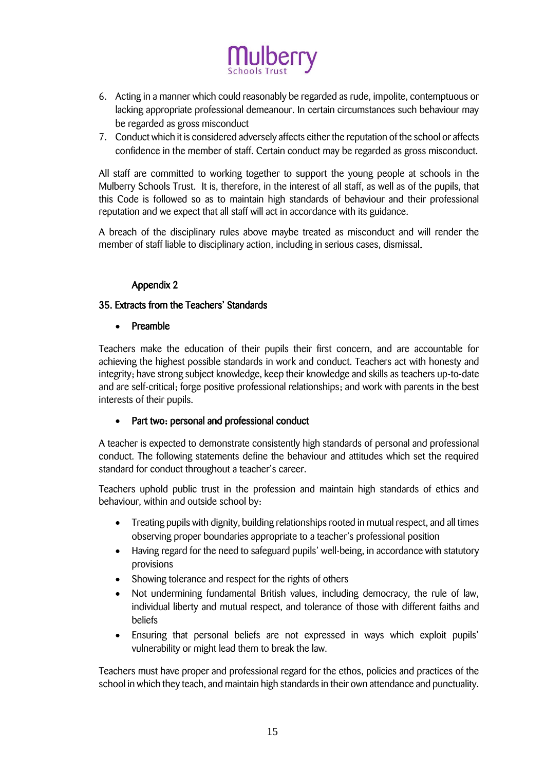6. Acting in a manner which could reasonably be regarded as rude, impolite, contemptuous or lacking appropriate professional demeanour. In certain circumstances such behaviour may be regarded as gross misconduct
7. Conduct which it is considered adversely affects either the reputation of the school or affects confidence in the member of staff. Certain conduct may be regarded as gross misconduct.

All staff are committed to working together to support the young people at schools in the Mulberry Schools Trust. It is, therefore, in the interest of all staff, as well as of the pupils, that this Code is followed so as to maintain high standards of behaviour and their professional reputation and we expect that all staff will act in accordance with its guidance.

A breach of the disciplinary rules above maybe treated as misconduct and will render the member of staff liable to disciplinary action, including in serious cases, dismissal.

## Appendix 2

## 35. Extracts from the Teachers' Standards

- **Preamble**

Teachers make the education of their pupils their first concern, and are accountable for achieving the highest possible standards in work and conduct. Teachers act with honesty and integrity; have strong subject knowledge, keep their knowledge and skills as teachers up-to-date and are self-critical; forge positive professional relationships; and work with parents in the best interests of their pupils.

- **Part two: personal and professional conduct**

A teacher is expected to demonstrate consistently high standards of personal and professional conduct. The following statements define the behaviour and attitudes which set the required standard for conduct throughout a teacher's career.

Teachers uphold public trust in the profession and maintain high standards of ethics and behaviour, within and outside school by:

- Treating pupils with dignity, building relationships rooted in mutual respect, and all times observing proper boundaries appropriate to a teacher's professional position
- Having regard for the need to safeguard pupils' well-being, in accordance with statutory provisions
- Showing tolerance and respect for the rights of others
- Not undermining fundamental British values, including democracy, the rule of law, individual liberty and mutual respect, and tolerance of those with different faiths and beliefs
- Ensuring that personal beliefs are not expressed in ways which exploit pupils' vulnerability or might lead them to break the law.

Teachers must have proper and professional regard for the ethos, policies and practices of the school in which they teach, and maintain high standards in their own attendance and punctuality.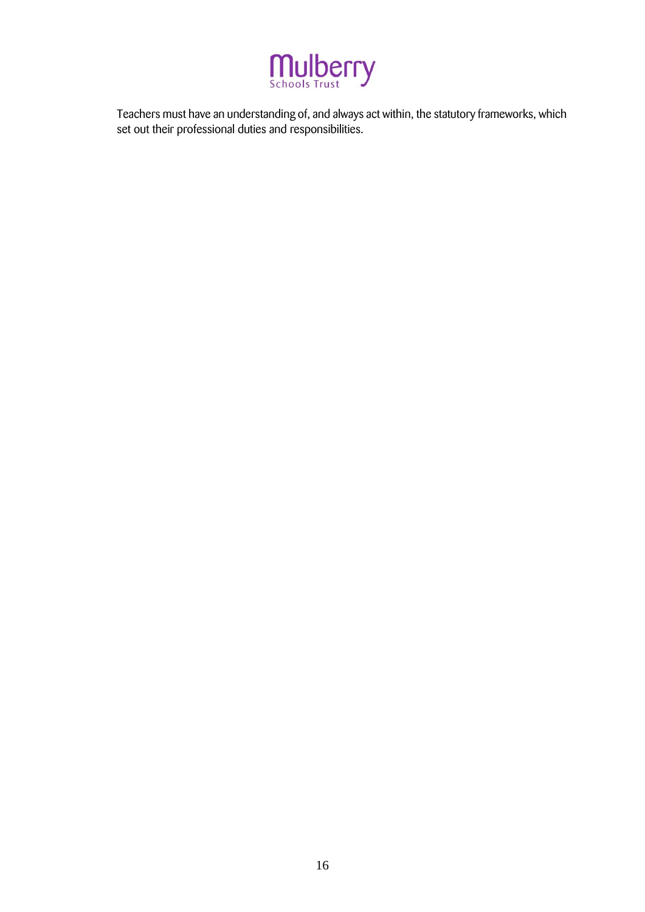Teachers must have an understanding of, and always act within, the statutory frameworks, which set out their professional duties and responsibilities.